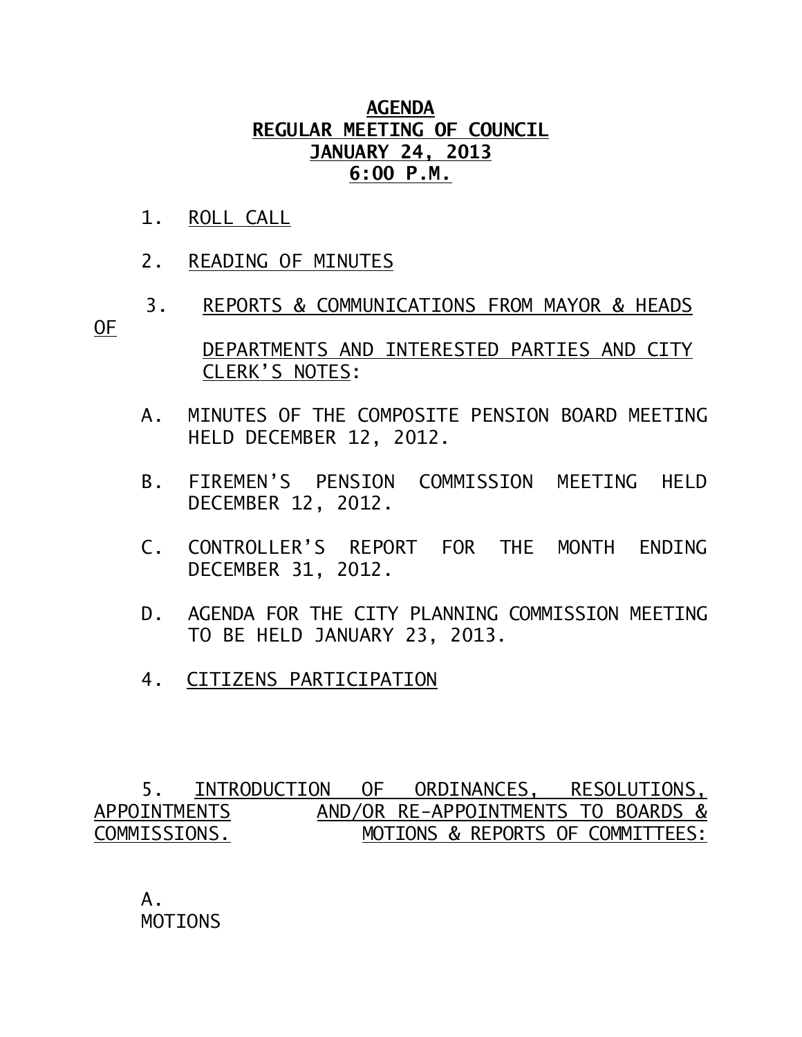# AGENDA
## REGULAR MEETING OF COUNCIL
## JANUARY 24, 2013
## 6:00 P.M.

1. ROLL CALL

2. READING OF MINUTES

3. REPORTS & COMMUNICATIONS FROM MAYOR & HEADS OF DEPARTMENTS AND INTERESTED PARTIES AND CITY CLERK'S NOTES:

   A. MINUTES OF THE COMPOSITE PENSION BOARD MEETING HELD DECEMBER 12, 2012.

   B. FIREMEN'S PENSION COMMISSION MEETING HELD DECEMBER 12, 2012.

   C. CONTROLLER'S REPORT FOR THE MONTH ENDING DECEMBER 31, 2012.

   D. AGENDA FOR THE CITY PLANNING COMMISSION MEETING TO BE HELD JANUARY 23, 2013.

4. CITIZENS PARTICIPATION

5. INTRODUCTION OF ORDINANCES, RESOLUTIONS, APPOINTMENTS AND/OR RE-APPOINTMENTS TO BOARDS & COMMISSIONS. MOTIONS & REPORTS OF COMMITTEES:

   A. MOTIONS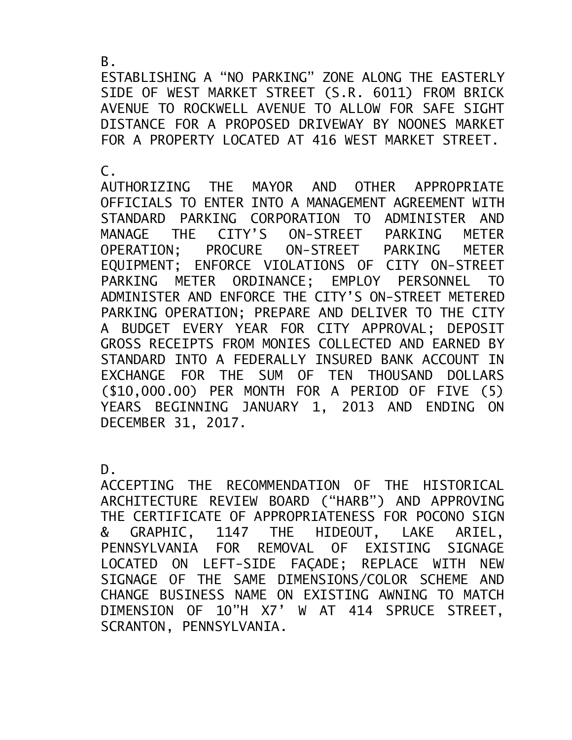B.

ESTABLISHING A "NO PARKING" ZONE ALONG THE EASTERLY SIDE OF WEST MARKET STREET (S.R. 6011) FROM BRICK AVENUE TO ROCKWELL AVENUE TO ALLOW FOR SAFE SIGHT DISTANCE FOR A PROPOSED DRIVEWAY BY NOONES MARKET FOR A PROPERTY LOCATED AT 416 WEST MARKET STREET.

C.

AUTHORIZING THE MAYOR AND OTHER APPROPRIATE OFFICIALS TO ENTER INTO A MANAGEMENT AGREEMENT WITH STANDARD PARKING CORPORATION TO ADMINISTER AND MANAGE THE CITY'S ON-STREET PARKING METER OPERATION; PROCURE ON-STREET PARKING METER EQUIPMENT; ENFORCE VIOLATIONS OF CITY ON-STREET PARKING METER ORDINANCE; EMPLOY PERSONNEL TO ADMINISTER AND ENFORCE THE CITY'S ON-STREET METERED PARKING OPERATION; PREPARE AND DELIVER TO THE CITY A BUDGET EVERY YEAR FOR CITY APPROVAL; DEPOSIT GROSS RECEIPTS FROM MONIES COLLECTED AND EARNED BY STANDARD INTO A FEDERALLY INSURED BANK ACCOUNT IN EXCHANGE FOR THE SUM OF TEN THOUSAND DOLLARS ($10,000.00) PER MONTH FOR A PERIOD OF FIVE (5) YEARS BEGINNING JANUARY 1, 2013 AND ENDING ON DECEMBER 31, 2017.

D.

ACCEPTING THE RECOMMENDATION OF THE HISTORICAL ARCHITECTURE REVIEW BOARD ("HARB") AND APPROVING THE CERTIFICATE OF APPROPRIATENESS FOR POCONO SIGN & GRAPHIC, 1147 THE HIDEOUT, LAKE ARIEL, PENNSYLVANIA FOR REMOVAL OF EXISTING SIGNAGE LOCATED ON LEFT-SIDE FAÇADE; REPLACE WITH NEW SIGNAGE OF THE SAME DIMENSIONS/COLOR SCHEME AND CHANGE BUSINESS NAME ON EXISTING AWNING TO MATCH DIMENSION OF 10"H X7' W AT 414 SPRUCE STREET, SCRANTON, PENNSYLVANIA.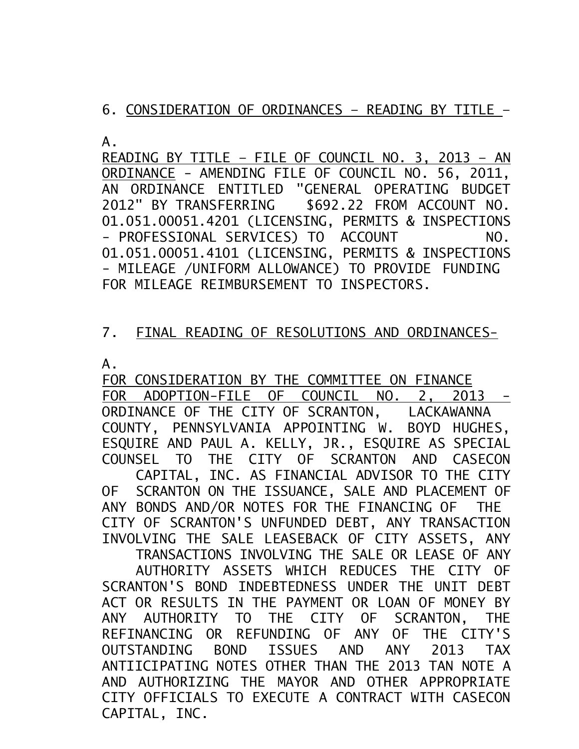6. CONSIDERATION OF ORDINANCES – READING BY TITLE –

A.
READING BY TITLE – FILE OF COUNCIL NO. 3, 2013 – AN ORDINANCE - AMENDING FILE OF COUNCIL NO. 56, 2011, AN ORDINANCE ENTITLED "GENERAL OPERATING BUDGET 2012" BY TRANSFERRING $692.22 FROM ACCOUNT NO. 01.051.00051.4201 (LICENSING, PERMITS & INSPECTIONS - PROFESSIONAL SERVICES) TO ACCOUNT NO. 01.051.00051.4101 (LICENSING, PERMITS & INSPECTIONS - MILEAGE /UNIFORM ALLOWANCE) TO PROVIDE FUNDING FOR MILEAGE REIMBURSEMENT TO INSPECTORS.

7. FINAL READING OF RESOLUTIONS AND ORDINANCES-

A.
FOR CONSIDERATION BY THE COMMITTEE ON FINANCE FOR ADOPTION-FILE OF COUNCIL NO. 2, 2013 - ORDINANCE OF THE CITY OF SCRANTON, LACKAWANNA COUNTY, PENNSYLVANIA APPOINTING W. BOYD HUGHES, ESQUIRE AND PAUL A. KELLY, JR., ESQUIRE AS SPECIAL COUNSEL TO THE CITY OF SCRANTON AND CASECON CAPITAL, INC. AS FINANCIAL ADVISOR TO THE CITY OF SCRANTON ON THE ISSUANCE, SALE AND PLACEMENT OF ANY BONDS AND/OR NOTES FOR THE FINANCING OF THE CITY OF SCRANTON'S UNFUNDED DEBT, ANY TRANSACTION INVOLVING THE SALE LEASEBACK OF CITY ASSETS, ANY TRANSACTIONS INVOLVING THE SALE OR LEASE OF ANY AUTHORITY ASSETS WHICH REDUCES THE CITY OF SCRANTON'S BOND INDEBTEDNESS UNDER THE UNIT DEBT ACT OR RESULTS IN THE PAYMENT OR LOAN OF MONEY BY ANY AUTHORITY TO THE CITY OF SCRANTON, THE REFINANCING OR REFUNDING OF ANY OF THE CITY'S OUTSTANDING BOND ISSUES AND ANY 2013 TAX ANTIICIPATING NOTES OTHER THAN THE 2013 TAN NOTE A AND AUTHORIZING THE MAYOR AND OTHER APPROPRIATE CITY OFFICIALS TO EXECUTE A CONTRACT WITH CASECON CAPITAL, INC.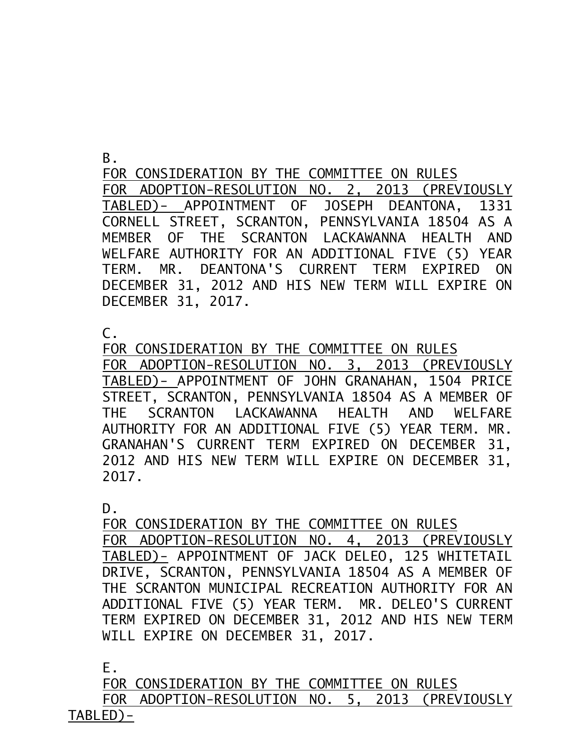B.

FOR CONSIDERATION BY THE COMMITTEE ON RULES

FOR ADOPTION-RESOLUTION NO. 2, 2013 (PREVIOUSLY TABLED)- APPOINTMENT OF JOSEPH DEANTONA, 1331 CORNELL STREET, SCRANTON, PENNSYLVANIA 18504 AS A MEMBER OF THE SCRANTON LACKAWANNA HEALTH AND WELFARE AUTHORITY FOR AN ADDITIONAL FIVE (5) YEAR TERM. MR. DEANTONA'S CURRENT TERM EXPIRED ON DECEMBER 31, 2012 AND HIS NEW TERM WILL EXPIRE ON DECEMBER 31, 2017.

C.

FOR CONSIDERATION BY THE COMMITTEE ON RULES

FOR ADOPTION-RESOLUTION NO. 3, 2013 (PREVIOUSLY TABLED)- APPOINTMENT OF JOHN GRANAHAN, 1504 PRICE STREET, SCRANTON, PENNSYLVANIA 18504 AS A MEMBER OF THE SCRANTON LACKAWANNA HEALTH AND WELFARE AUTHORITY FOR AN ADDITIONAL FIVE (5) YEAR TERM. MR. GRANAHAN'S CURRENT TERM EXPIRED ON DECEMBER 31, 2012 AND HIS NEW TERM WILL EXPIRE ON DECEMBER 31, 2017.

D.

FOR CONSIDERATION BY THE COMMITTEE ON RULES

FOR ADOPTION-RESOLUTION NO. 4, 2013 (PREVIOUSLY TABLED)- APPOINTMENT OF JACK DELEO, 125 WHITETAIL DRIVE, SCRANTON, PENNSYLVANIA 18504 AS A MEMBER OF THE SCRANTON MUNICIPAL RECREATION AUTHORITY FOR AN ADDITIONAL FIVE (5) YEAR TERM. MR. DELEO'S CURRENT TERM EXPIRED ON DECEMBER 31, 2012 AND HIS NEW TERM WILL EXPIRE ON DECEMBER 31, 2017.

E.

FOR CONSIDERATION BY THE COMMITTEE ON RULES

FOR ADOPTION-RESOLUTION NO. 5, 2013 (PREVIOUSLY TABLED)-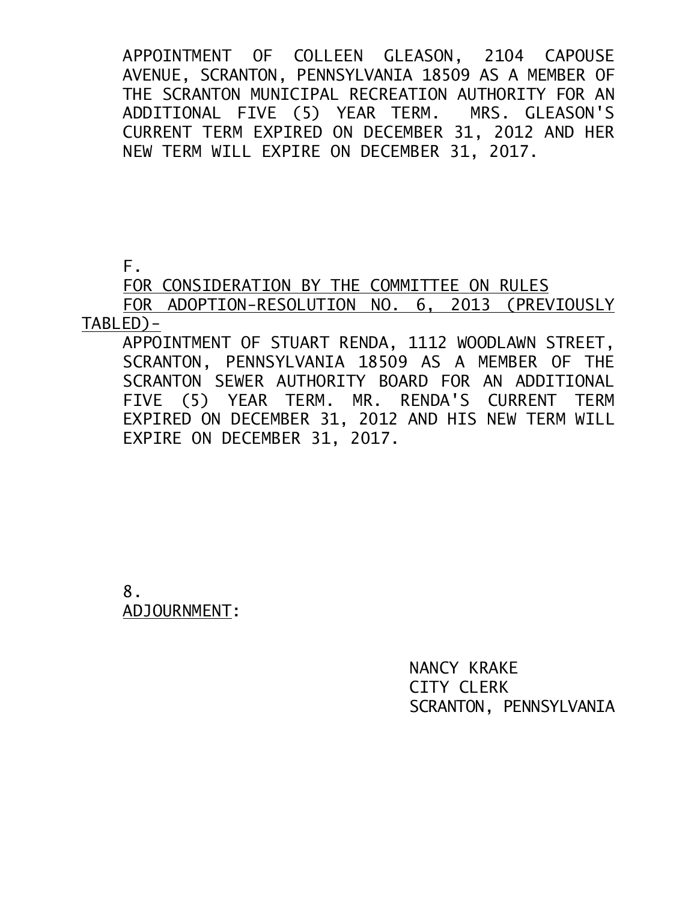APPOINTMENT OF COLLEEN GLEASON, 2104 CAPOUSE AVENUE, SCRANTON, PENNSYLVANIA 18509 AS A MEMBER OF THE SCRANTON MUNICIPAL RECREATION AUTHORITY FOR AN ADDITIONAL FIVE (5) YEAR TERM. MRS. GLEASON'S CURRENT TERM EXPIRED ON DECEMBER 31, 2012 AND HER NEW TERM WILL EXPIRE ON DECEMBER 31, 2017.

F.

FOR CONSIDERATION BY THE COMMITTEE ON RULES

FOR ADOPTION-RESOLUTION NO. 6, 2013 (PREVIOUSLY TABLED)-

APPOINTMENT OF STUART RENDA, 1112 WOODLAWN STREET, SCRANTON, PENNSYLVANIA 18509 AS A MEMBER OF THE SCRANTON SEWER AUTHORITY BOARD FOR AN ADDITIONAL FIVE (5) YEAR TERM. MR. RENDA'S CURRENT TERM EXPIRED ON DECEMBER 31, 2012 AND HIS NEW TERM WILL EXPIRE ON DECEMBER 31, 2017.

8.

ADJOURNMENT:

NANCY KRAKE
CITY CLERK
SCRANTON, PENNSYLVANIA